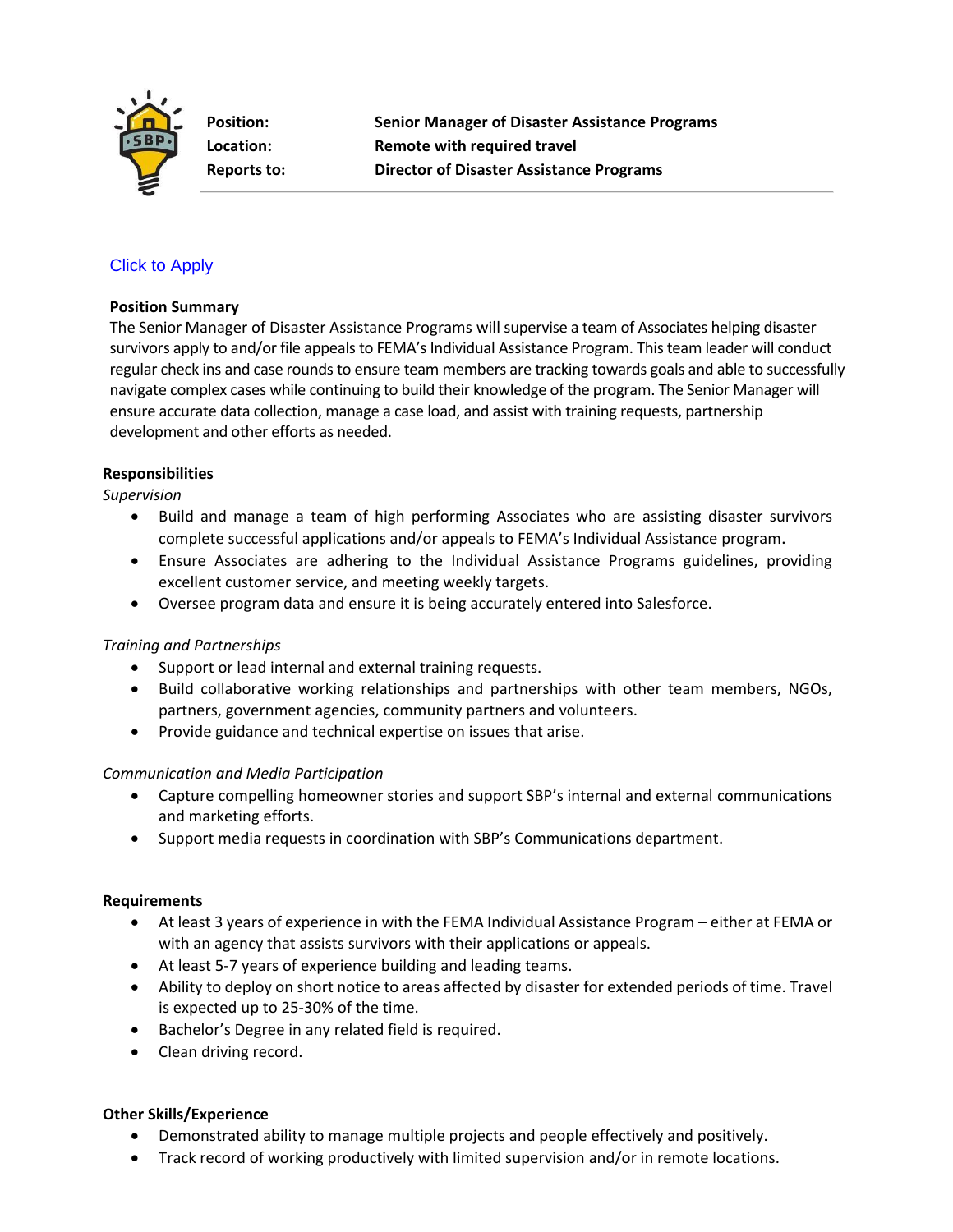| | |
|---|---|
| **Position:** | **Senior Manager of Disaster Assistance Programs** |
| **Location:** | **Remote with required travel** |
| **Reports to:** | **Director of Disaster Assistance Programs** |

Click to Apply

**Position Summary**

The Senior Manager of Disaster Assistance Programs will supervise a team of Associates helping disaster survivors apply to and/or file appeals to FEMA's Individual Assistance Program. This team leader will conduct regular check ins and case rounds to ensure team members are tracking towards goals and able to successfully navigate complex cases while continuing to build their knowledge of the program. The Senior Manager will ensure accurate data collection, manage a case load, and assist with training requests, partnership development and other efforts as needed.

**Responsibilities**

*Supervision*

- Build and manage a team of high performing Associates who are assisting disaster survivors complete successful applications and/or appeals to FEMA's Individual Assistance program.
- Ensure Associates are adhering to the Individual Assistance Programs guidelines, providing excellent customer service, and meeting weekly targets.
- Oversee program data and ensure it is being accurately entered into Salesforce.

*Training and Partnerships*

- Support or lead internal and external training requests.
- Build collaborative working relationships and partnerships with other team members, NGOs, partners, government agencies, community partners and volunteers.
- Provide guidance and technical expertise on issues that arise.

*Communication and Media Participation*

- Capture compelling homeowner stories and support SBP's internal and external communications and marketing efforts.
- Support media requests in coordination with SBP's Communications department.

**Requirements**

- At least 3 years of experience in with the FEMA Individual Assistance Program – either at FEMA or with an agency that assists survivors with their applications or appeals.
- At least 5-7 years of experience building and leading teams.
- Ability to deploy on short notice to areas affected by disaster for extended periods of time. Travel is expected up to 25-30% of the time.
- Bachelor's Degree in any related field is required.
- Clean driving record.

**Other Skills/Experience**

- Demonstrated ability to manage multiple projects and people effectively and positively.
- Track record of working productively with limited supervision and/or in remote locations.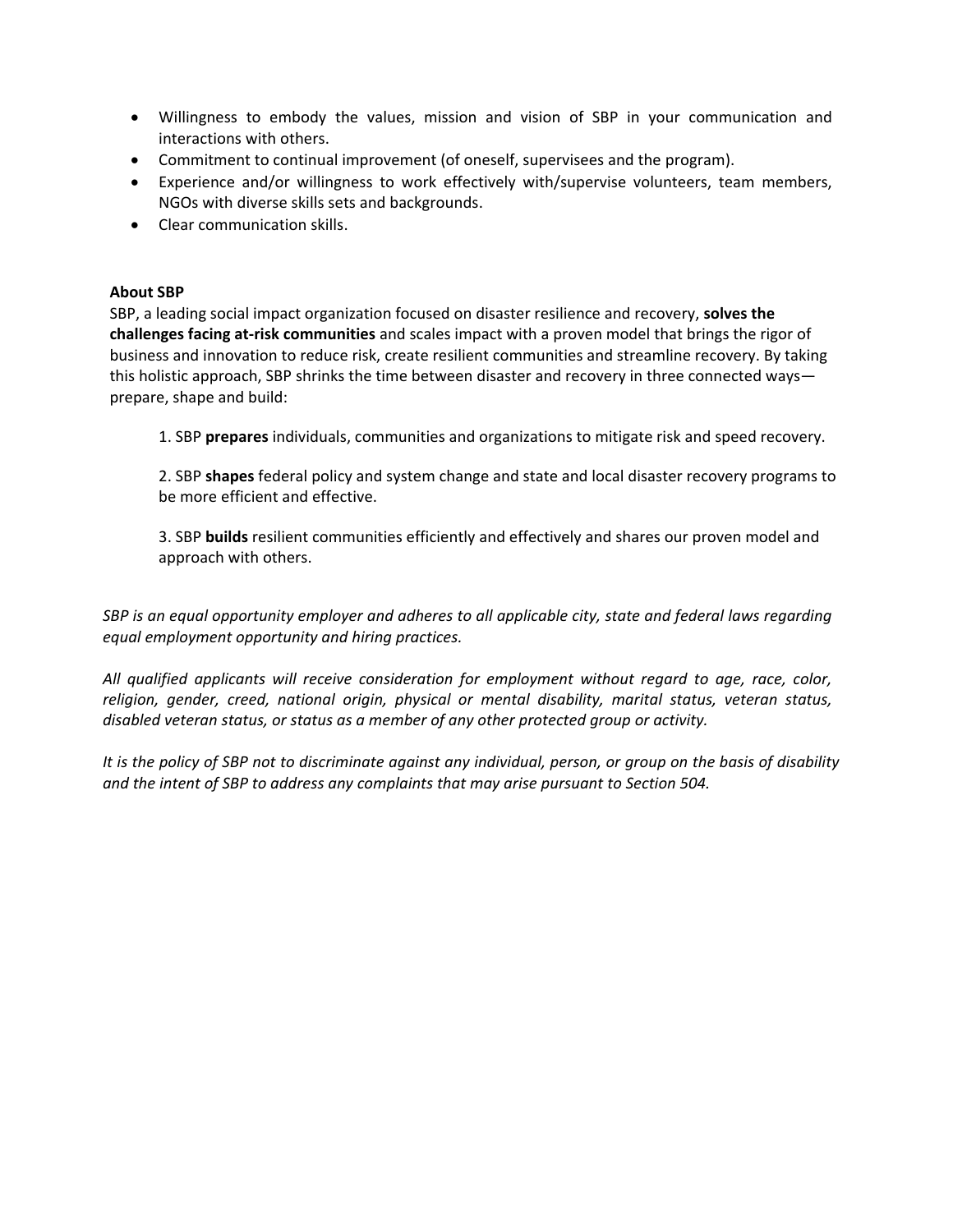- Willingness to embody the values, mission and vision of SBP in your communication and interactions with others.
- Commitment to continual improvement (of oneself, supervisees and the program).
- Experience and/or willingness to work effectively with/supervise volunteers, team members, NGOs with diverse skills sets and backgrounds.
- Clear communication skills.

**About SBP**

SBP, a leading social impact organization focused on disaster resilience and recovery, **solves the challenges facing at-risk communities** and scales impact with a proven model that brings the rigor of business and innovation to reduce risk, create resilient communities and streamline recovery. By taking this holistic approach, SBP shrinks the time between disaster and recovery in three connected ways—prepare, shape and build:

1. SBP **prepares** individuals, communities and organizations to mitigate risk and speed recovery.

2. SBP **shapes** federal policy and system change and state and local disaster recovery programs to be more efficient and effective.

3. SBP **builds** resilient communities efficiently and effectively and shares our proven model and approach with others.

*SBP is an equal opportunity employer and adheres to all applicable city, state and federal laws regarding equal employment opportunity and hiring practices.*

*All qualified applicants will receive consideration for employment without regard to age, race, color, religion, gender, creed, national origin, physical or mental disability, marital status, veteran status, disabled veteran status, or status as a member of any other protected group or activity.*

*It is the policy of SBP not to discriminate against any individual, person, or group on the basis of disability and the intent of SBP to address any complaints that may arise pursuant to Section 504.*